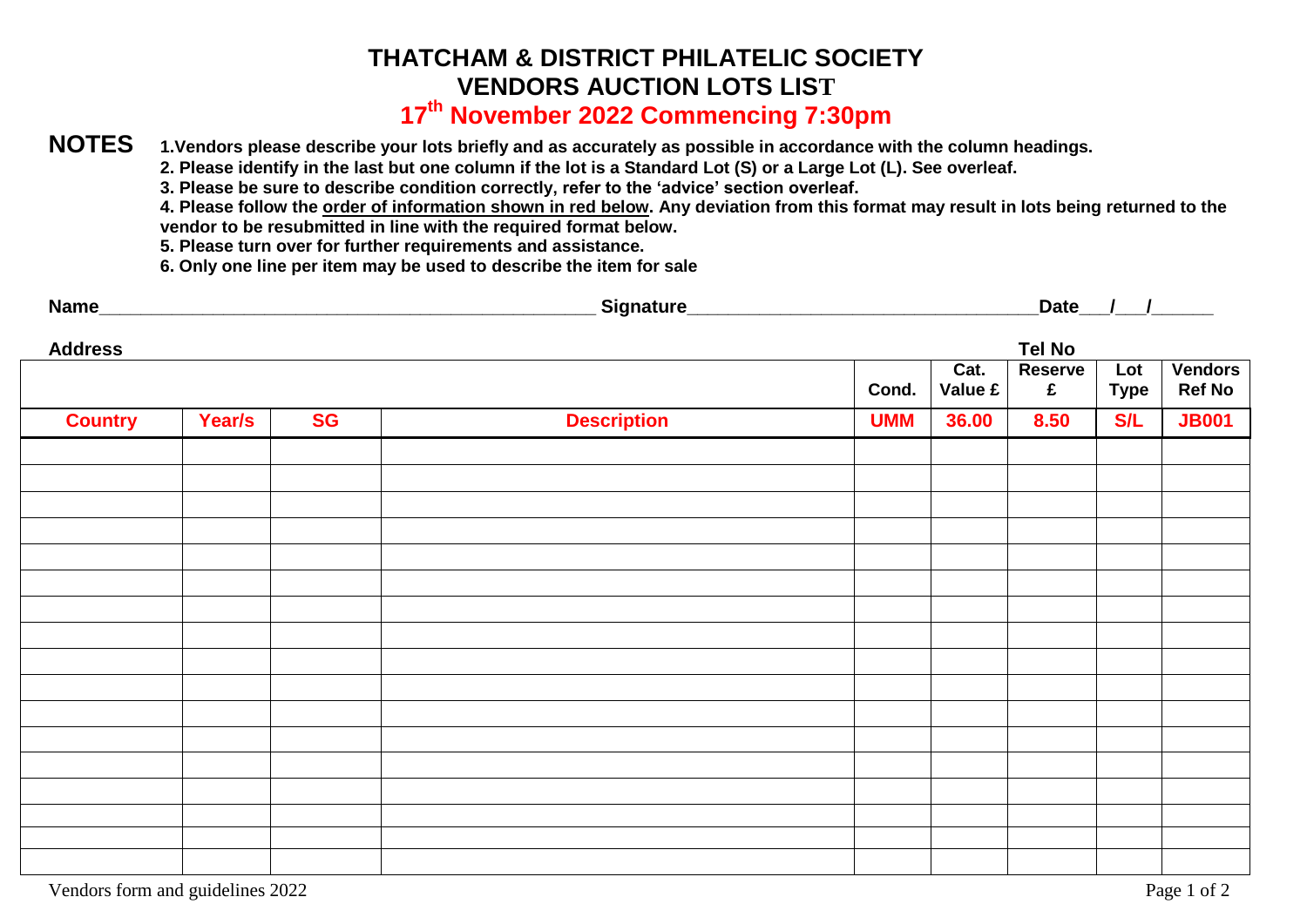# THATCHAM & DISTRICT PHILATELIC SOCIETY

## VENDORS AUCTION LOTS LIST

## 17th November 2022 Commencing 7:30pm

**NOTES**

1. **Vendors please describe your lots briefly and as accurately as possible in accordance with the column headings.**
2. **Please identify in the last but one column if the lot is a Standard Lot (S) or a Large Lot (L). See overleaf.**
3. **Please be sure to describe condition correctly, refer to the 'advice' section overleaf.**
4. **Please follow the order of information shown in red below. Any deviation from this format may result in lots being returned to the vendor to be resubmitted in line with the required format below.**
5. **Please turn over for further requirements and assistance.**
6. **Only one line per item may be used to describe the item for sale**

**Name**\_\_\_\_\_\_\_\_\_\_\_\_\_\_\_\_\_\_\_\_\_\_\_\_\_\_\_\_\_\_\_\_\_\_\_\_\_\_\_\_ **Signature**\_\_\_\_\_\_\_\_\_\_\_\_\_\_\_\_\_\_\_\_\_\_\_\_\_\_\_\_\_\_ **Date**\_\_\_/\_\_\_/\_\_\_\_\_\_

**Address** **Tel No**

| | | | | Cond. | Cat. Value £ | Reserve £ | Lot Type | Vendors Ref No |
|---|---|---|---|---|---|---|---|---|
| **Country** | **Year/s** | **SG** | **Description** | **UMM** | **36.00** | **8.50** | **S/L** | **JB001** |
| | | | | | | | | |
| | | | | | | | | |
| | | | | | | | | |
| | | | | | | | | |
| | | | | | | | | |
| | | | | | | | | |
| | | | | | | | | |
| | | | | | | | | |
| | | | | | | | | |
| | | | | | | | | |
| | | | | | | | | |
| | | | | | | | | |
| | | | | | | | | |
| | | | | | | | | |
| | | | | | | | | |
| | | | | | | | | |
| | | | | | | | | |

Vendors form and guidelines 2022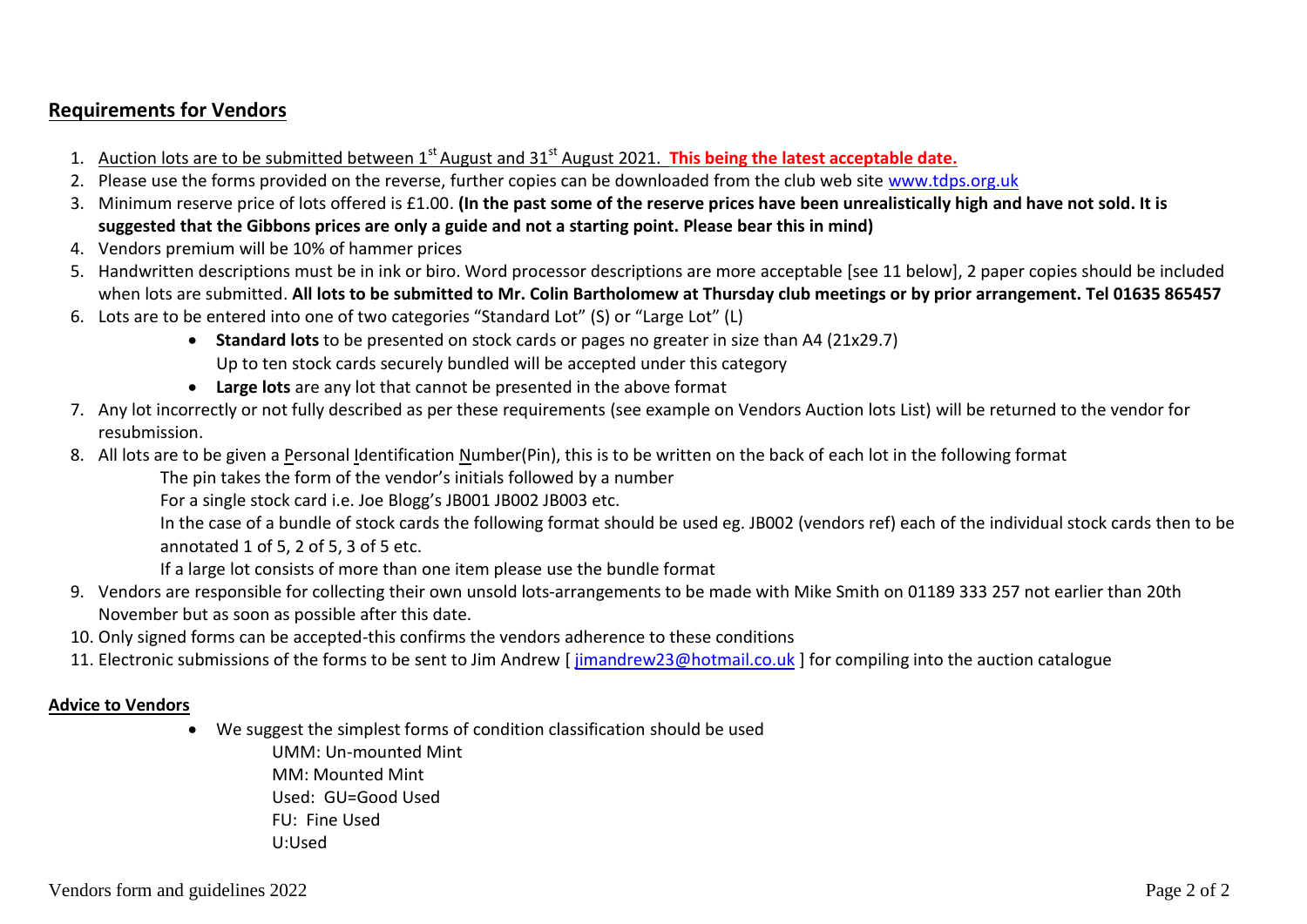## Requirements for Vendors

1. Auction lots are to be submitted between 1st August and 31st August 2021. **This being the latest acceptable date.**
2. Please use the forms provided on the reverse, further copies can be downloaded from the club web site www.tdps.org.uk
3. Minimum reserve price of lots offered is £1.00. **(In the past some of the reserve prices have been unrealistically high and have not sold. It is suggested that the Gibbons prices are only a guide and not a starting point. Please bear this in mind)**
4. Vendors premium will be 10% of hammer prices
5. Handwritten descriptions must be in ink or biro. Word processor descriptions are more acceptable [see 11 below], 2 paper copies should be included when lots are submitted. **All lots to be submitted to Mr. Colin Bartholomew at Thursday club meetings or by prior arrangement. Tel 01635 865457**
6. Lots are to be entered into one of two categories "Standard Lot" (S) or "Large Lot" (L)
    - **Standard lots** to be presented on stock cards or pages no greater in size than A4 (21x29.7)
      Up to ten stock cards securely bundled will be accepted under this category
    - **Large lots** are any lot that cannot be presented in the above format
7. Any lot incorrectly or not fully described as per these requirements (see example on Vendors Auction lots List) will be returned to the vendor for resubmission.
8. All lots are to be given a Personal Identification Number(Pin), this is to be written on the back of each lot in the following format

   The pin takes the form of the vendor's initials followed by a number

   For a single stock card i.e. Joe Blogg's JB001 JB002 JB003 etc.

   In the case of a bundle of stock cards the following format should be used eg. JB002 (vendors ref) each of the individual stock cards then to be annotated 1 of 5, 2 of 5, 3 of 5 etc.

   If a large lot consists of more than one item please use the bundle format
9. Vendors are responsible for collecting their own unsold lots-arrangements to be made with Mike Smith on 01189 333 257 not earlier than 20th November but as soon as possible after this date.
10. Only signed forms can be accepted-this confirms the vendors adherence to these conditions
11. Electronic submissions of the forms to be sent to Jim Andrew [ jimandrew23@hotmail.co.uk ] for compiling into the auction catalogue

### Advice to Vendors

- We suggest the simplest forms of condition classification should be used

  UMM: Un-mounted Mint

  MM: Mounted Mint

  Used: GU=Good Used

  FU: Fine Used

  U:Used